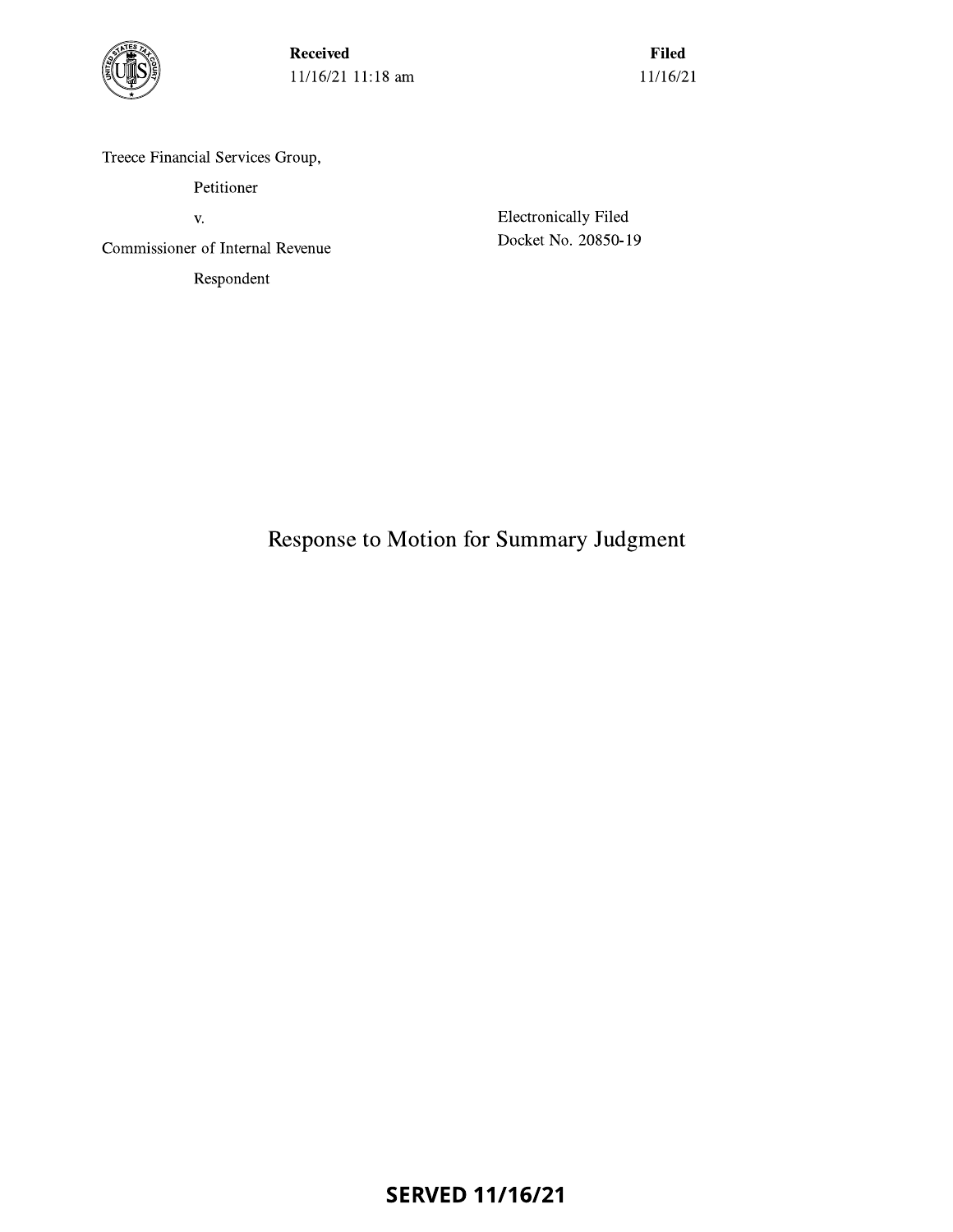**Received**
11/16/21 11:18 am

**Filed**
11/16/21

Treece Financial Services Group,

Petitioner

v.

Commissioner of Internal Revenue

Respondent

Electronically Filed
Docket No. 20850-19

# Response to Motion for Summary Judgment

**SERVED 11/16/21**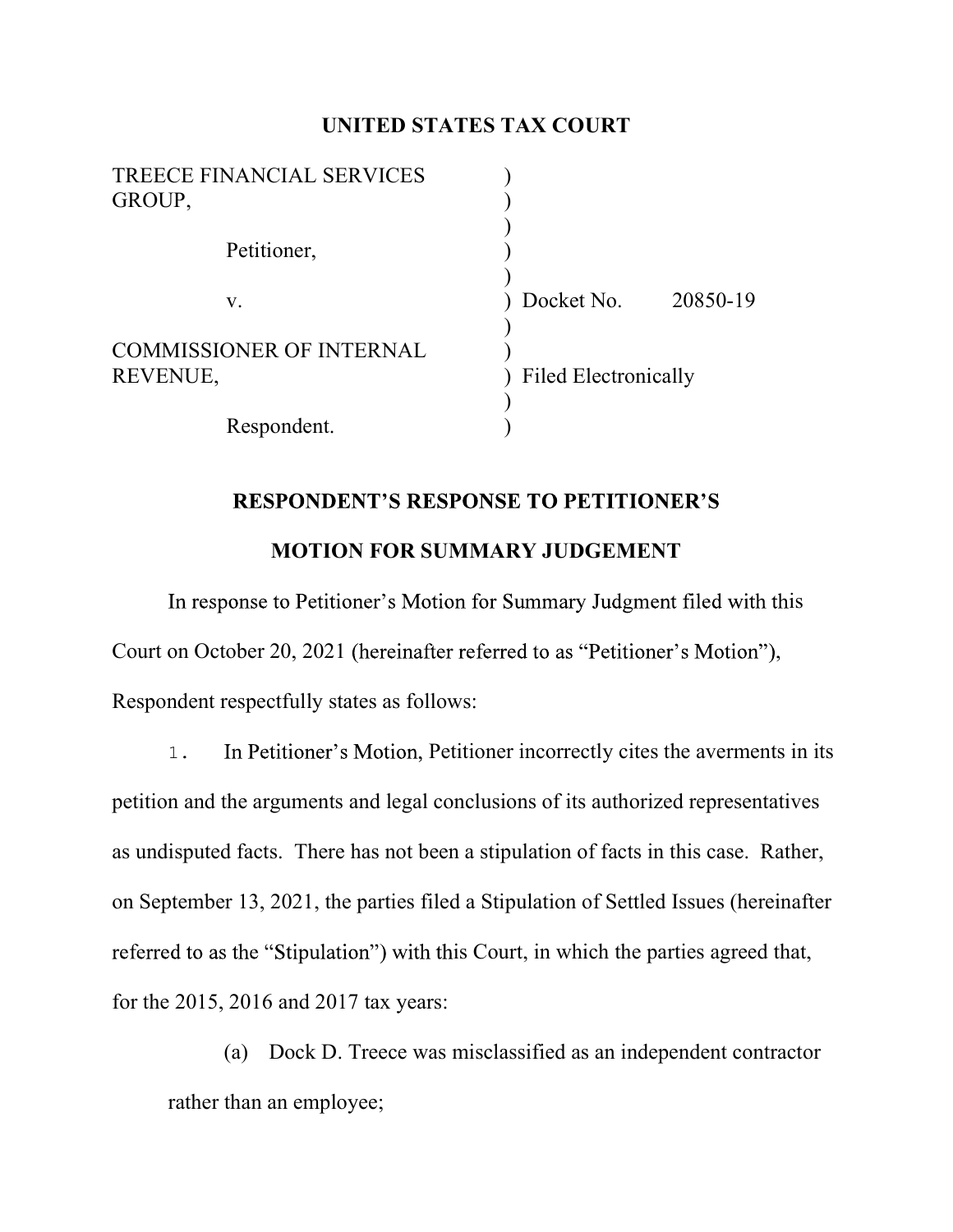# UNITED STATES TAX COURT

| | | |
|---|---|---|
| TREECE FINANCIAL SERVICES GROUP, | ) | |
| | ) | |
| Petitioner, | ) | |
| | ) | |
| v. | ) | Docket No. 20850-19 |
| | ) | |
| COMMISSIONER OF INTERNAL REVENUE, | ) | Filed Electronically |
| | ) | |
| Respondent. | ) | |

## RESPONDENT'S RESPONSE TO PETITIONER'S MOTION FOR SUMMARY JUDGEMENT

In response to Petitioner's Motion for Summary Judgment filed with this Court on October 20, 2021 (hereinafter referred to as "Petitioner's Motion"), Respondent respectfully states as follows:

1. In Petitioner's Motion, Petitioner incorrectly cites the averments in its petition and the arguments and legal conclusions of its authorized representatives as undisputed facts. There has not been a stipulation of facts in this case. Rather, on September 13, 2021, the parties filed a Stipulation of Settled Issues (hereinafter referred to as the "Stipulation") with this Court, in which the parties agreed that, for the 2015, 2016 and 2017 tax years:

    (a) Dock D. Treece was misclassified as an independent contractor rather than an employee;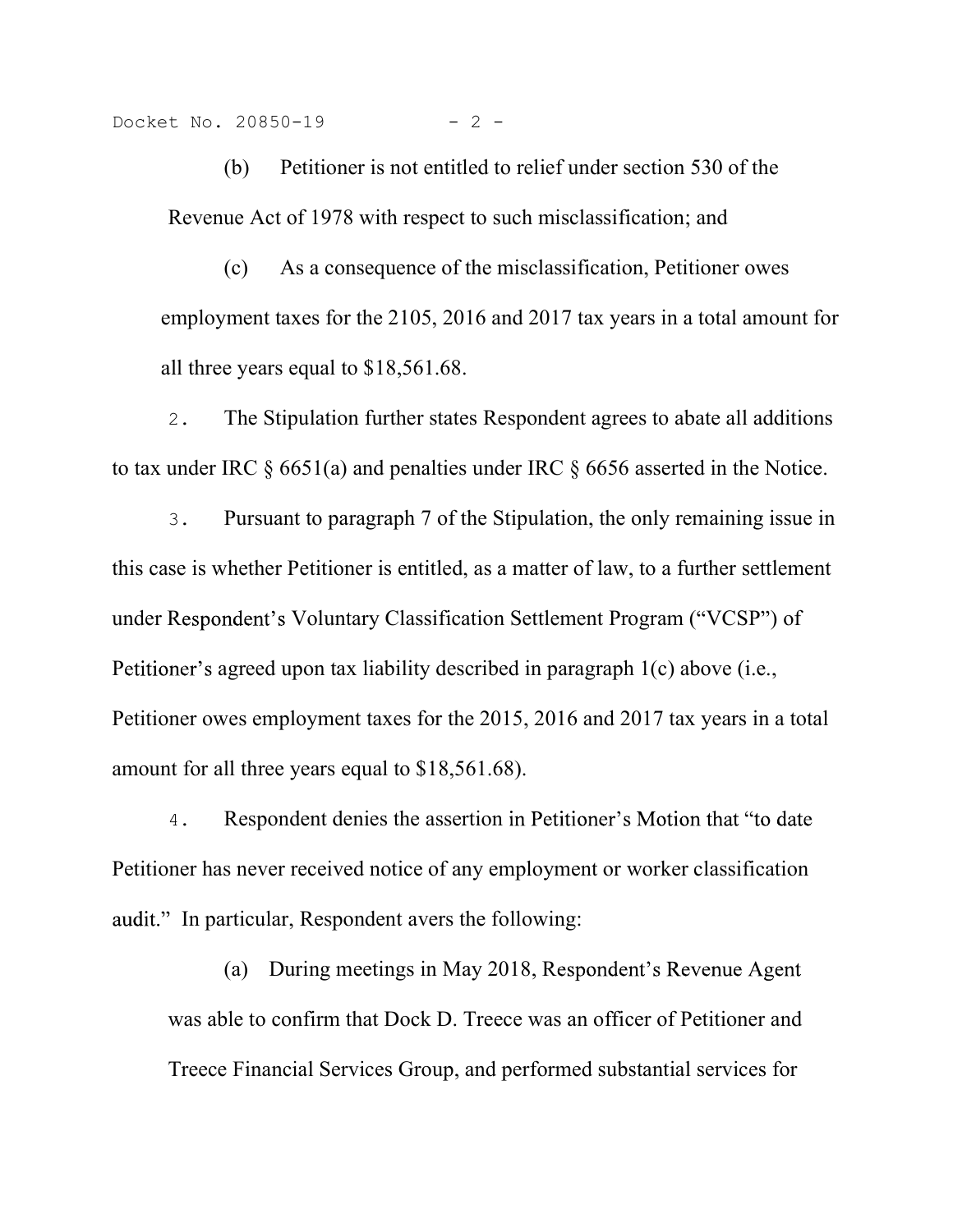(b) Petitioner is not entitled to relief under section 530 of the Revenue Act of 1978 with respect to such misclassification; and

(c) As a consequence of the misclassification, Petitioner owes employment taxes for the 2105, 2016 and 2017 tax years in a total amount for all three years equal to $18,561.68.

2. The Stipulation further states Respondent agrees to abate all additions to tax under IRC § 6651(a) and penalties under IRC § 6656 asserted in the Notice.

3. Pursuant to paragraph 7 of the Stipulation, the only remaining issue in this case is whether Petitioner is entitled, as a matter of law, to a further settlement under Respondent's Voluntary Classification Settlement Program ("VCSP") of Petitioner's agreed upon tax liability described in paragraph 1(c) above (i.e., Petitioner owes employment taxes for the 2015, 2016 and 2017 tax years in a total amount for all three years equal to $18,561.68).

4. Respondent denies the assertion in Petitioner's Motion that "to date Petitioner has never received notice of any employment or worker classification audit." In particular, Respondent avers the following:

(a) During meetings in May 2018, Respondent's Revenue Agent was able to confirm that Dock D. Treece was an officer of Petitioner and Treece Financial Services Group, and performed substantial services for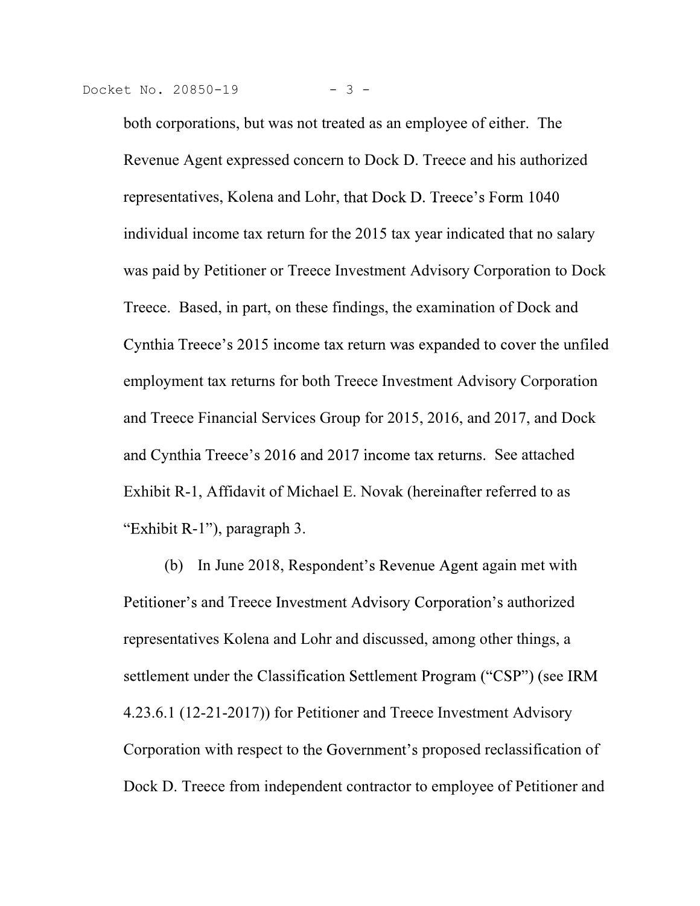both corporations, but was not treated as an employee of either. The Revenue Agent expressed concern to Dock D. Treece and his authorized representatives, Kolena and Lohr, that Dock D. Treece's Form 1040 individual income tax return for the 2015 tax year indicated that no salary was paid by Petitioner or Treece Investment Advisory Corporation to Dock Treece. Based, in part, on these findings, the examination of Dock and Cynthia Treece's 2015 income tax return was expanded to cover the unfiled employment tax returns for both Treece Investment Advisory Corporation and Treece Financial Services Group for 2015, 2016, and 2017, and Dock and Cynthia Treece's 2016 and 2017 income tax returns. See attached Exhibit R-1, Affidavit of Michael E. Novak (hereinafter referred to as "Exhibit R-1"), paragraph 3.

(b) In June 2018, Respondent's Revenue Agent again met with Petitioner's and Treece Investment Advisory Corporation's authorized representatives Kolena and Lohr and discussed, among other things, a settlement under the Classification Settlement Program ("CSP") (see IRM 4.23.6.1 (12-21-2017)) for Petitioner and Treece Investment Advisory Corporation with respect to the Government's proposed reclassification of Dock D. Treece from independent contractor to employee of Petitioner and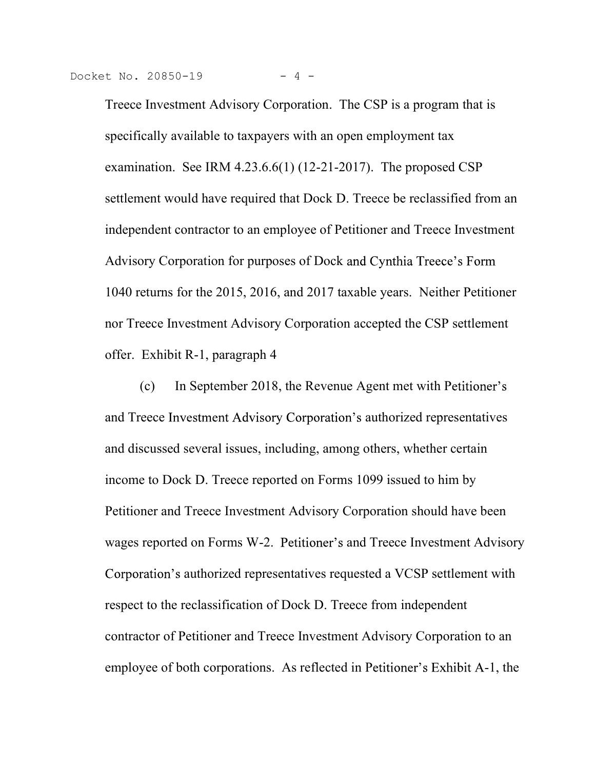Treece Investment Advisory Corporation. The CSP is a program that is specifically available to taxpayers with an open employment tax examination. See IRM 4.23.6.6(1) (12-21-2017). The proposed CSP settlement would have required that Dock D. Treece be reclassified from an independent contractor to an employee of Petitioner and Treece Investment Advisory Corporation for purposes of Dock and Cynthia Treece's Form 1040 returns for the 2015, 2016, and 2017 taxable years. Neither Petitioner nor Treece Investment Advisory Corporation accepted the CSP settlement offer. Exhibit R-1, paragraph 4

(c) In September 2018, the Revenue Agent met with Petitioner's and Treece Investment Advisory Corporation's authorized representatives and discussed several issues, including, among others, whether certain income to Dock D. Treece reported on Forms 1099 issued to him by Petitioner and Treece Investment Advisory Corporation should have been wages reported on Forms W-2. Petitioner's and Treece Investment Advisory Corporation's authorized representatives requested a VCSP settlement with respect to the reclassification of Dock D. Treece from independent contractor of Petitioner and Treece Investment Advisory Corporation to an employee of both corporations. As reflected in Petitioner's Exhibit A-1, the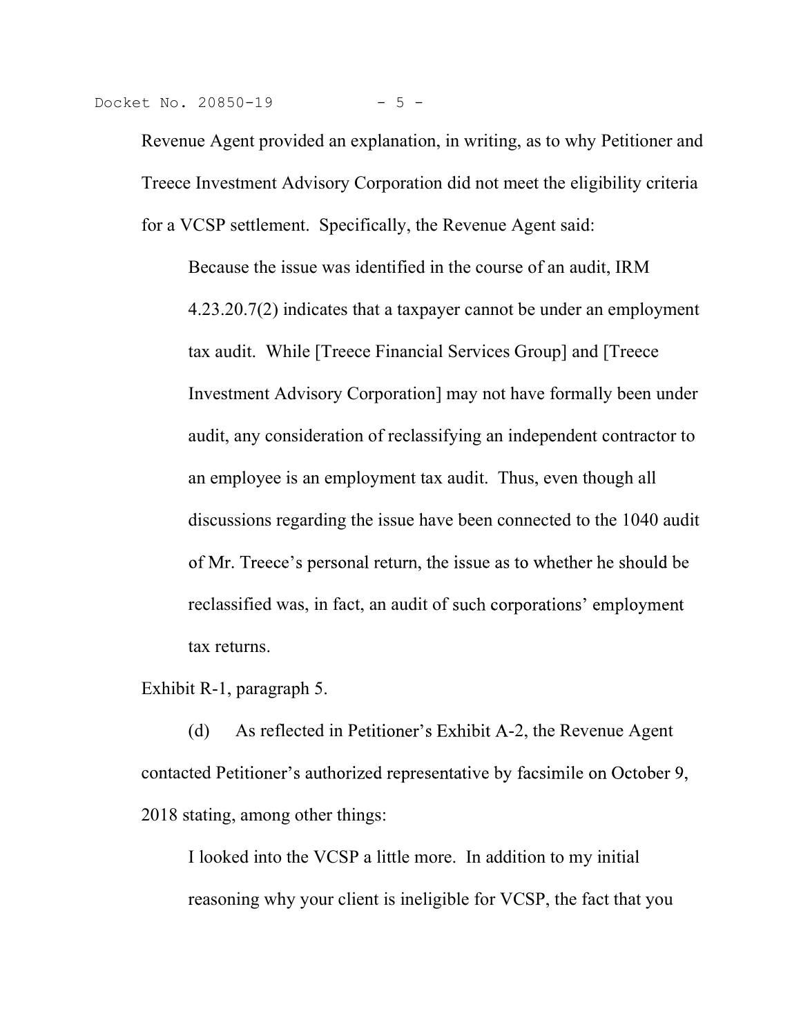Revenue Agent provided an explanation, in writing, as to why Petitioner and Treece Investment Advisory Corporation did not meet the eligibility criteria for a VCSP settlement. Specifically, the Revenue Agent said:

> Because the issue was identified in the course of an audit, IRM 4.23.20.7(2) indicates that a taxpayer cannot be under an employment tax audit. While [Treece Financial Services Group] and [Treece Investment Advisory Corporation] may not have formally been under audit, any consideration of reclassifying an independent contractor to an employee is an employment tax audit. Thus, even though all discussions regarding the issue have been connected to the 1040 audit of Mr. Treece's personal return, the issue as to whether he should be reclassified was, in fact, an audit of such corporations' employment tax returns.

Exhibit R-1, paragraph 5.

(d) As reflected in Petitioner's Exhibit A-2, the Revenue Agent contacted Petitioner's authorized representative by facsimile on October 9, 2018 stating, among other things:

> I looked into the VCSP a little more. In addition to my initial reasoning why your client is ineligible for VCSP, the fact that you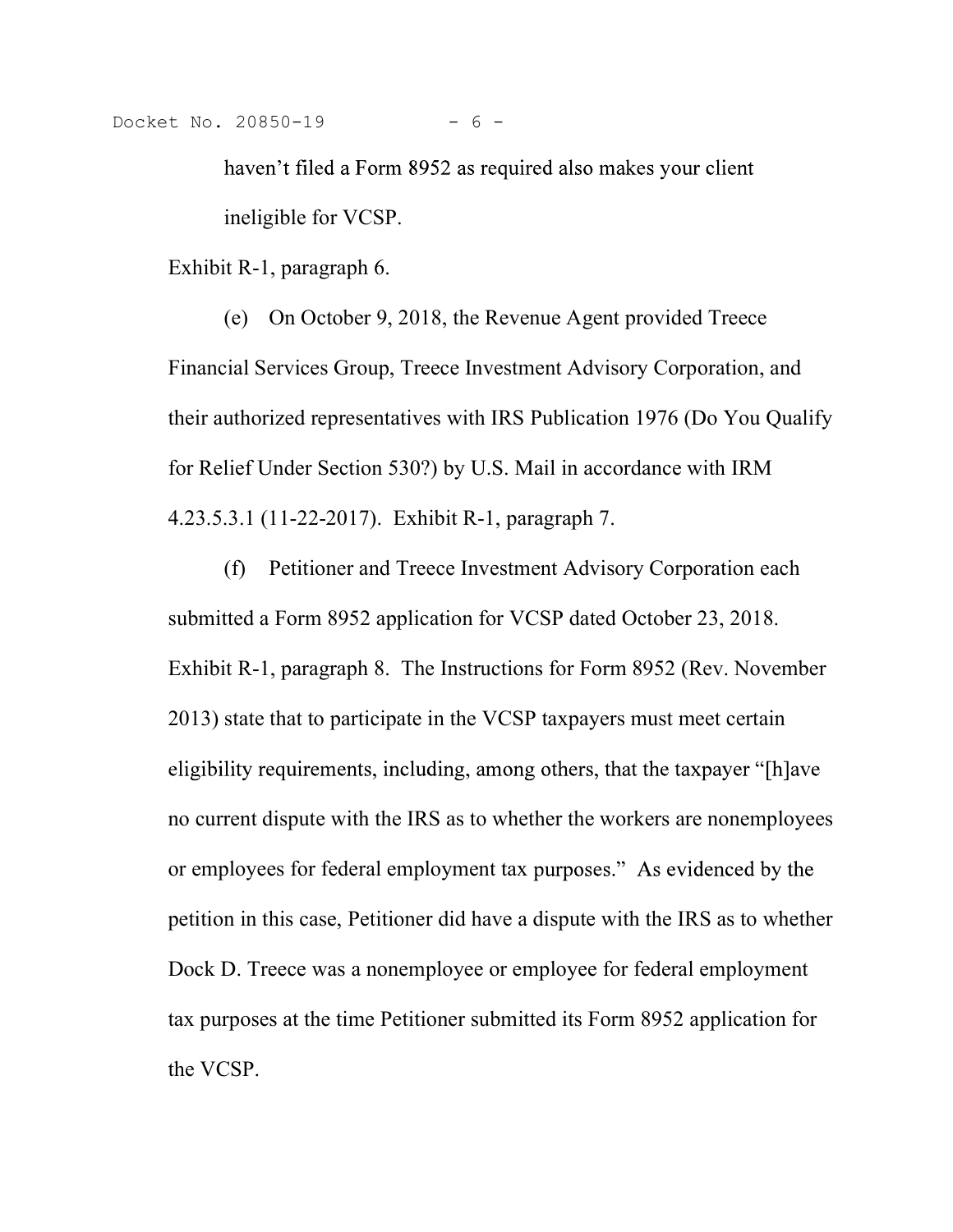> haven't filed a Form 8952 as required also makes your client ineligible for VCSP.

Exhibit R-1, paragraph 6.

(e) On October 9, 2018, the Revenue Agent provided Treece Financial Services Group, Treece Investment Advisory Corporation, and their authorized representatives with IRS Publication 1976 (Do You Qualify for Relief Under Section 530?) by U.S. Mail in accordance with IRM 4.23.5.3.1 (11-22-2017). Exhibit R-1, paragraph 7.

(f) Petitioner and Treece Investment Advisory Corporation each submitted a Form 8952 application for VCSP dated October 23, 2018. Exhibit R-1, paragraph 8. The Instructions for Form 8952 (Rev. November 2013) state that to participate in the VCSP taxpayers must meet certain eligibility requirements, including, among others, that the taxpayer "[h]ave no current dispute with the IRS as to whether the workers are nonemployees or employees for federal employment tax purposes." As evidenced by the petition in this case, Petitioner did have a dispute with the IRS as to whether Dock D. Treece was a nonemployee or employee for federal employment tax purposes at the time Petitioner submitted its Form 8952 application for the VCSP.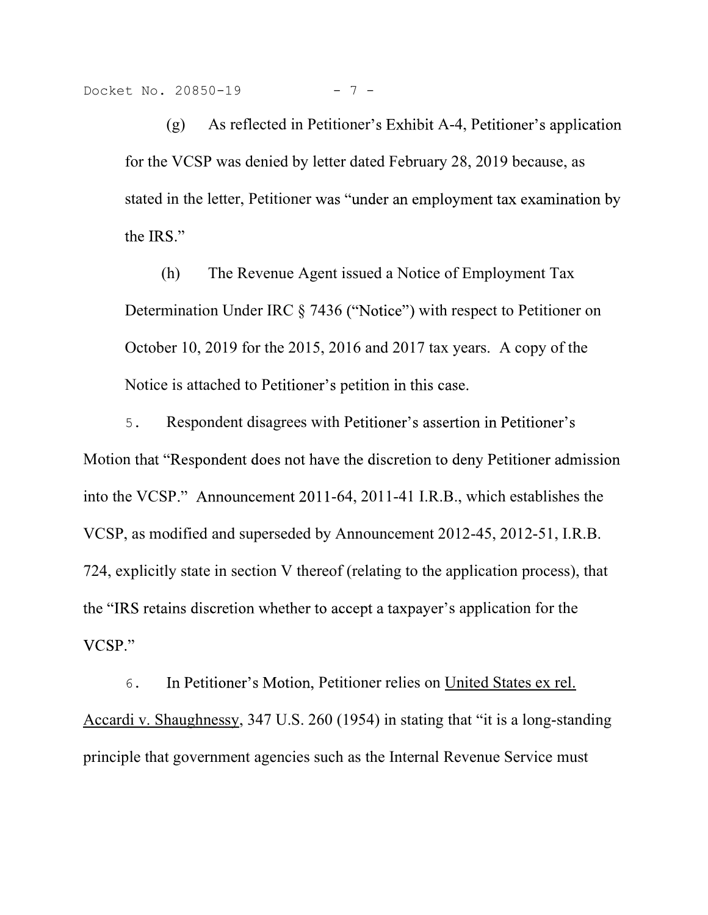(g) As reflected in Petitioner's Exhibit A-4, Petitioner's application for the VCSP was denied by letter dated February 28, 2019 because, as stated in the letter, Petitioner was "under an employment tax examination by the IRS."

(h) The Revenue Agent issued a Notice of Employment Tax Determination Under IRC § 7436 ("Notice") with respect to Petitioner on October 10, 2019 for the 2015, 2016 and 2017 tax years. A copy of the Notice is attached to Petitioner's petition in this case.

5. Respondent disagrees with Petitioner's assertion in Petitioner's Motion that "Respondent does not have the discretion to deny Petitioner admission into the VCSP." Announcement 2011-64, 2011-41 I.R.B., which establishes the VCSP, as modified and superseded by Announcement 2012-45, 2012-51, I.R.B. 724, explicitly state in section V thereof (relating to the application process), that the "IRS retains discretion whether to accept a taxpayer's application for the VCSP."

6. In Petitioner's Motion, Petitioner relies on United States ex rel. Accardi v. Shaughnessy, 347 U.S. 260 (1954) in stating that "it is a long-standing principle that government agencies such as the Internal Revenue Service must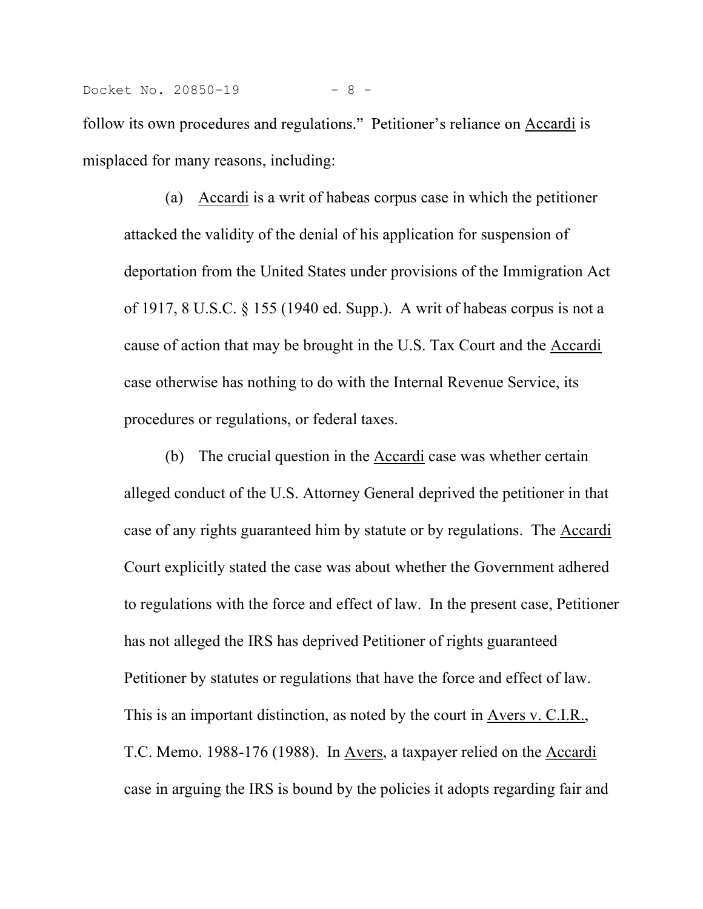follow its own procedures and regulations." Petitioner's reliance on Accardi is misplaced for many reasons, including:

(a) Accardi is a writ of habeas corpus case in which the petitioner attacked the validity of the denial of his application for suspension of deportation from the United States under provisions of the Immigration Act of 1917, 8 U.S.C. § 155 (1940 ed. Supp.). A writ of habeas corpus is not a cause of action that may be brought in the U.S. Tax Court and the Accardi case otherwise has nothing to do with the Internal Revenue Service, its procedures or regulations, or federal taxes.

(b) The crucial question in the Accardi case was whether certain alleged conduct of the U.S. Attorney General deprived the petitioner in that case of any rights guaranteed him by statute or by regulations. The Accardi Court explicitly stated the case was about whether the Government adhered to regulations with the force and effect of law. In the present case, Petitioner has not alleged the IRS has deprived Petitioner of rights guaranteed Petitioner by statutes or regulations that have the force and effect of law. This is an important distinction, as noted by the court in Avers v. C.I.R., T.C. Memo. 1988-176 (1988). In Avers, a taxpayer relied on the Accardi case in arguing the IRS is bound by the policies it adopts regarding fair and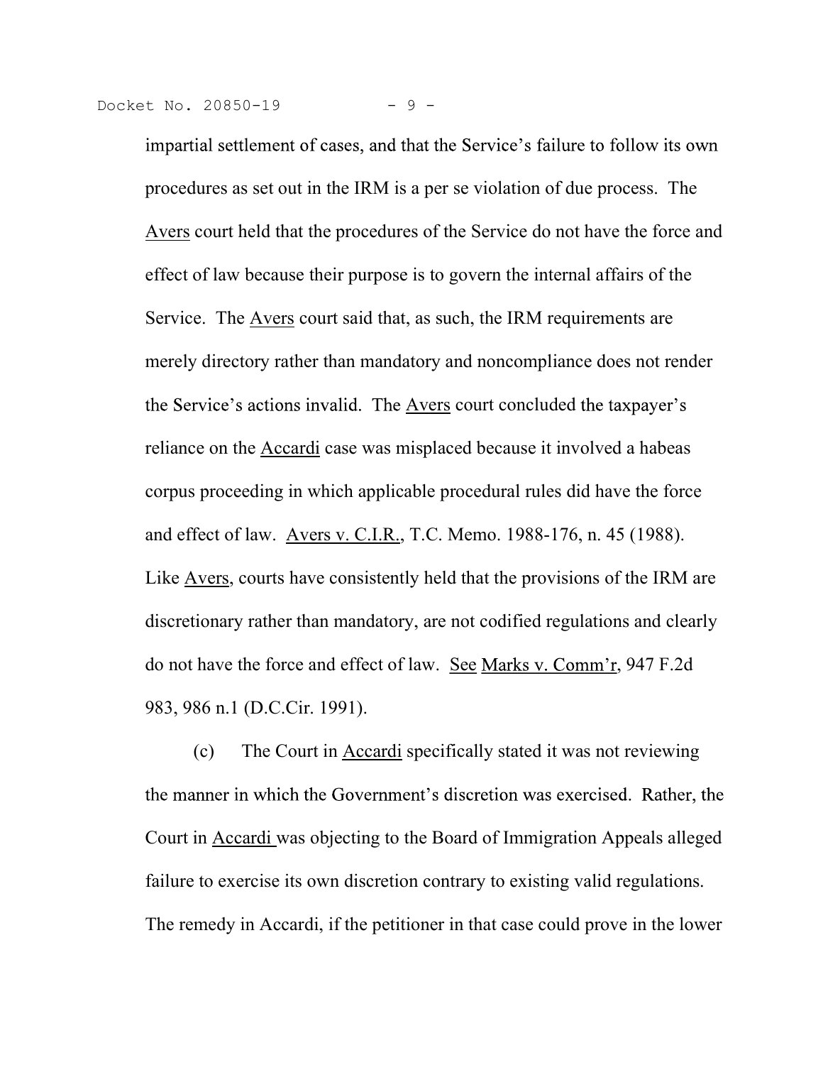impartial settlement of cases, and that the Service's failure to follow its own procedures as set out in the IRM is a per se violation of due process. The Avers court held that the procedures of the Service do not have the force and effect of law because their purpose is to govern the internal affairs of the Service. The Avers court said that, as such, the IRM requirements are merely directory rather than mandatory and noncompliance does not render the Service's actions invalid. The Avers court concluded the taxpayer's reliance on the Accardi case was misplaced because it involved a habeas corpus proceeding in which applicable procedural rules did have the force and effect of law. Avers v. C.I.R., T.C. Memo. 1988-176, n. 45 (1988). Like Avers, courts have consistently held that the provisions of the IRM are discretionary rather than mandatory, are not codified regulations and clearly do not have the force and effect of law. See Marks v. Comm'r, 947 F.2d 983, 986 n.1 (D.C.Cir. 1991).

(c) The Court in Accardi specifically stated it was not reviewing the manner in which the Government's discretion was exercised. Rather, the Court in Accardi was objecting to the Board of Immigration Appeals alleged failure to exercise its own discretion contrary to existing valid regulations. The remedy in Accardi, if the petitioner in that case could prove in the lower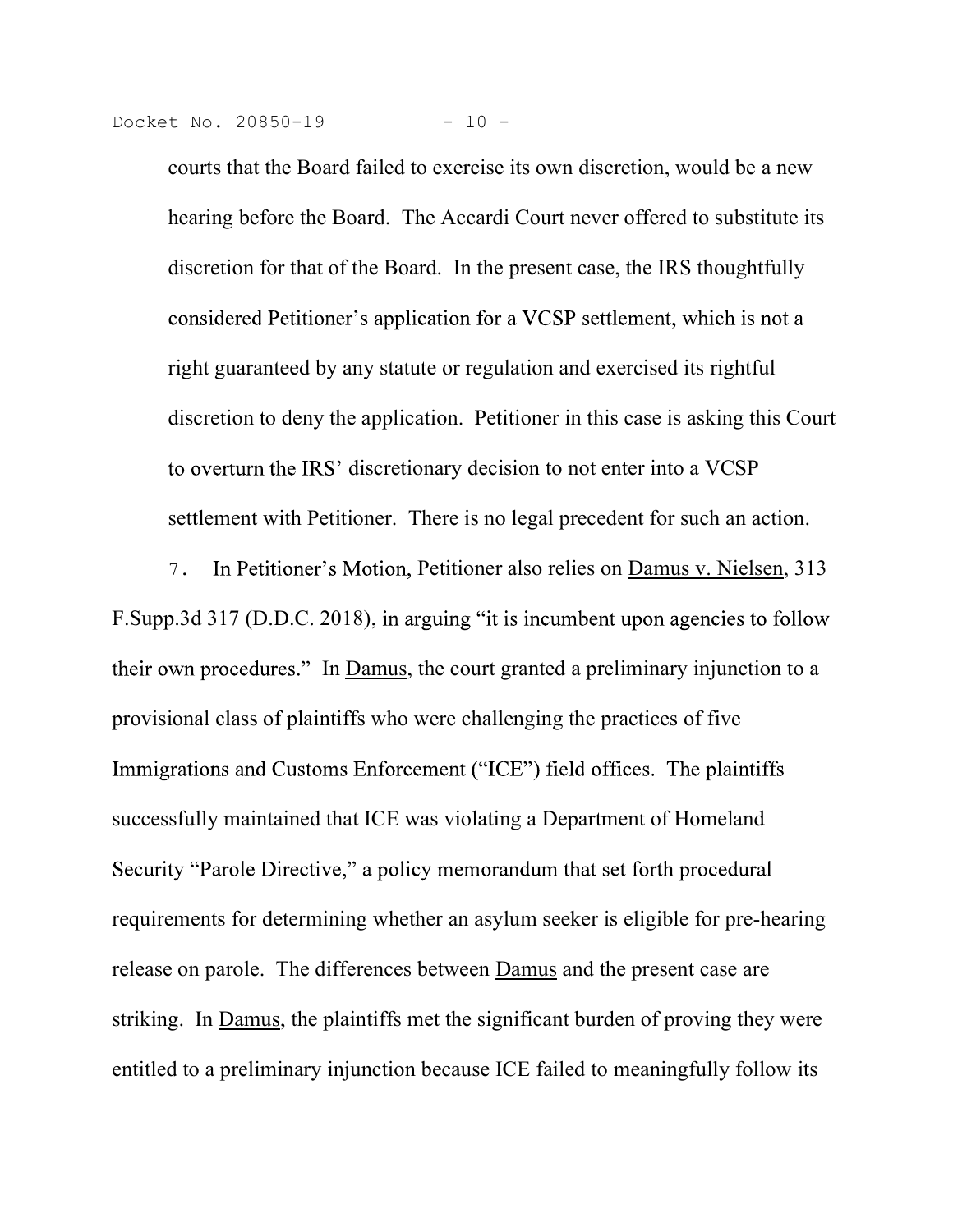courts that the Board failed to exercise its own discretion, would be a new hearing before the Board. The Accardi Court never offered to substitute its discretion for that of the Board. In the present case, the IRS thoughtfully considered Petitioner's application for a VCSP settlement, which is not a right guaranteed by any statute or regulation and exercised its rightful discretion to deny the application. Petitioner in this case is asking this Court to overturn the IRS' discretionary decision to not enter into a VCSP settlement with Petitioner. There is no legal precedent for such an action.

7. In Petitioner's Motion, Petitioner also relies on Damus v. Nielsen, 313 F.Supp.3d 317 (D.D.C. 2018), in arguing "it is incumbent upon agencies to follow their own procedures." In Damus, the court granted a preliminary injunction to a provisional class of plaintiffs who were challenging the practices of five Immigrations and Customs Enforcement ("ICE") field offices. The plaintiffs successfully maintained that ICE was violating a Department of Homeland Security "Parole Directive," a policy memorandum that set forth procedural requirements for determining whether an asylum seeker is eligible for pre-hearing release on parole. The differences between Damus and the present case are striking. In Damus, the plaintiffs met the significant burden of proving they were entitled to a preliminary injunction because ICE failed to meaningfully follow its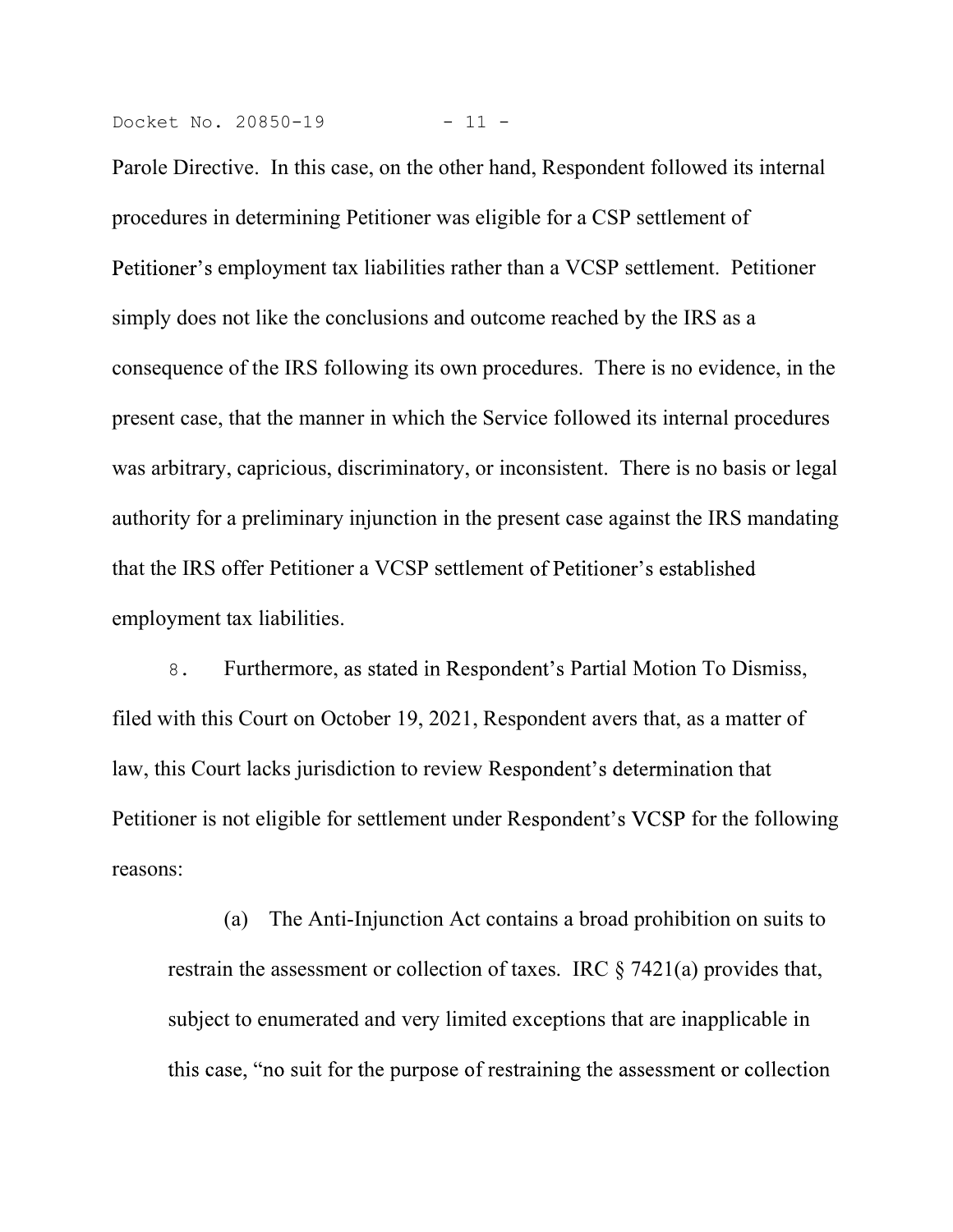Parole Directive. In this case, on the other hand, Respondent followed its internal procedures in determining Petitioner was eligible for a CSP settlement of Petitioner's employment tax liabilities rather than a VCSP settlement. Petitioner simply does not like the conclusions and outcome reached by the IRS as a consequence of the IRS following its own procedures. There is no evidence, in the present case, that the manner in which the Service followed its internal procedures was arbitrary, capricious, discriminatory, or inconsistent. There is no basis or legal authority for a preliminary injunction in the present case against the IRS mandating that the IRS offer Petitioner a VCSP settlement of Petitioner's established employment tax liabilities.

8. Furthermore, as stated in Respondent's Partial Motion To Dismiss, filed with this Court on October 19, 2021, Respondent avers that, as a matter of law, this Court lacks jurisdiction to review Respondent's determination that Petitioner is not eligible for settlement under Respondent's VCSP for the following reasons:

> (a) The Anti-Injunction Act contains a broad prohibition on suits to restrain the assessment or collection of taxes. IRC § 7421(a) provides that, subject to enumerated and very limited exceptions that are inapplicable in this case, "no suit for the purpose of restraining the assessment or collection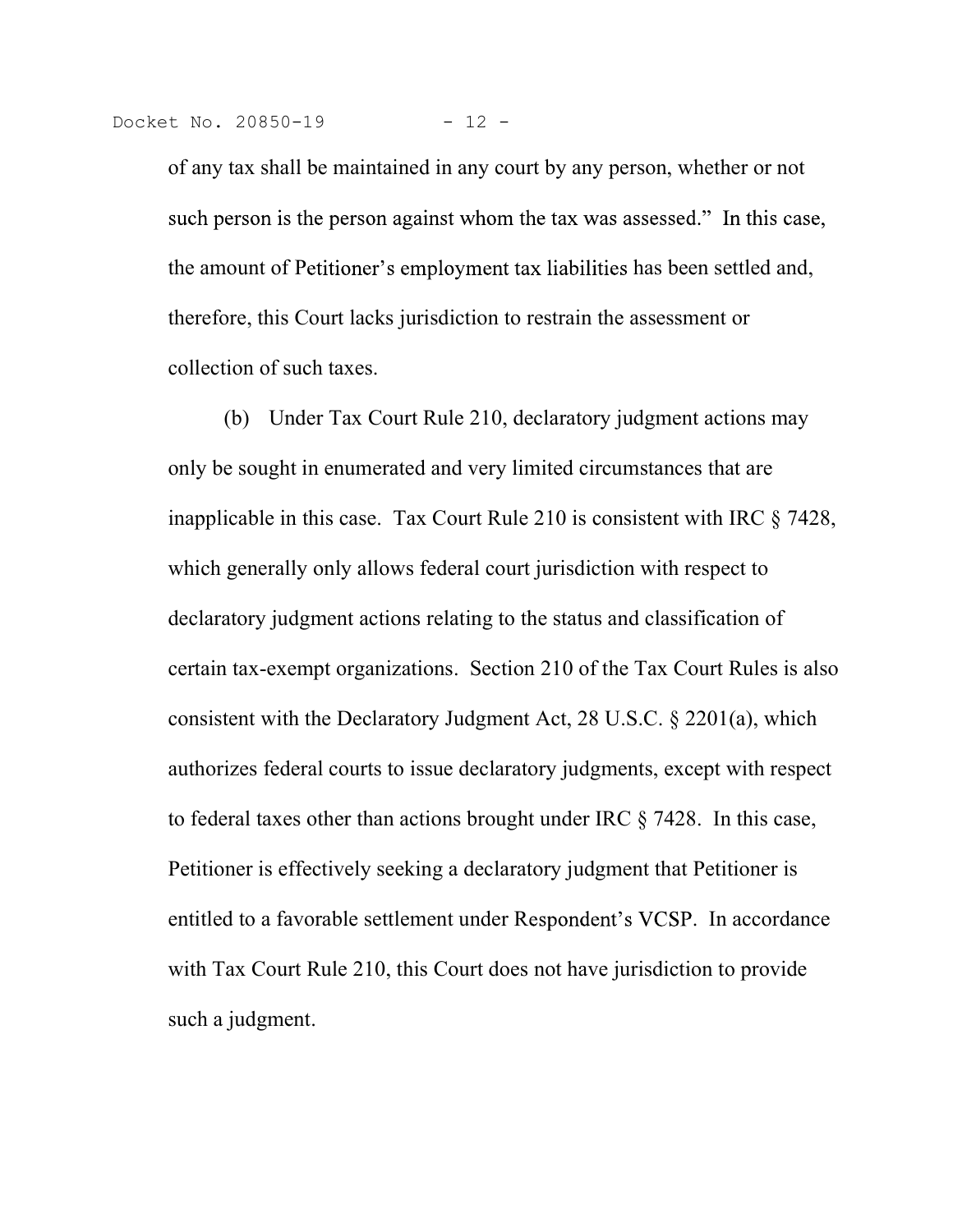of any tax shall be maintained in any court by any person, whether or not such person is the person against whom the tax was assessed." In this case, the amount of Petitioner's employment tax liabilities has been settled and, therefore, this Court lacks jurisdiction to restrain the assessment or collection of such taxes.

(b) Under Tax Court Rule 210, declaratory judgment actions may only be sought in enumerated and very limited circumstances that are inapplicable in this case. Tax Court Rule 210 is consistent with IRC § 7428, which generally only allows federal court jurisdiction with respect to declaratory judgment actions relating to the status and classification of certain tax-exempt organizations. Section 210 of the Tax Court Rules is also consistent with the Declaratory Judgment Act, 28 U.S.C. § 2201(a), which authorizes federal courts to issue declaratory judgments, except with respect to federal taxes other than actions brought under IRC § 7428. In this case, Petitioner is effectively seeking a declaratory judgment that Petitioner is entitled to a favorable settlement under Respondent's VCSP. In accordance with Tax Court Rule 210, this Court does not have jurisdiction to provide such a judgment.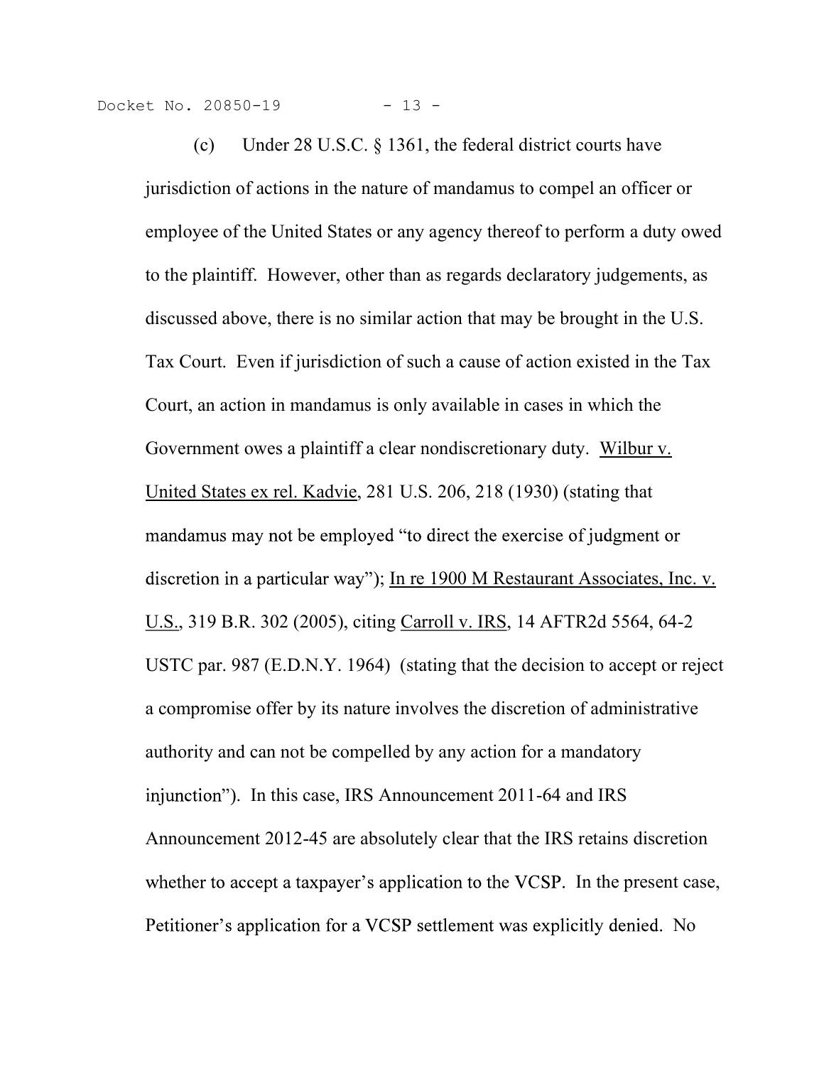(c) Under 28 U.S.C. § 1361, the federal district courts have jurisdiction of actions in the nature of mandamus to compel an officer or employee of the United States or any agency thereof to perform a duty owed to the plaintiff. However, other than as regards declaratory judgements, as discussed above, there is no similar action that may be brought in the U.S. Tax Court. Even if jurisdiction of such a cause of action existed in the Tax Court, an action in mandamus is only available in cases in which the Government owes a plaintiff a clear nondiscretionary duty. Wilbur v. United States ex rel. Kadvie, 281 U.S. 206, 218 (1930) (stating that mandamus may not be employed "to direct the exercise of judgment or discretion in a particular way"); In re 1900 M Restaurant Associates, Inc. v. U.S., 319 B.R. 302 (2005), citing Carroll v. IRS, 14 AFTR2d 5564, 64-2 USTC par. 987 (E.D.N.Y. 1964) (stating that the decision to accept or reject a compromise offer by its nature involves the discretion of administrative authority and can not be compelled by any action for a mandatory injunction"). In this case, IRS Announcement 2011-64 and IRS Announcement 2012-45 are absolutely clear that the IRS retains discretion whether to accept a taxpayer's application to the VCSP. In the present case, Petitioner's application for a VCSP settlement was explicitly denied. No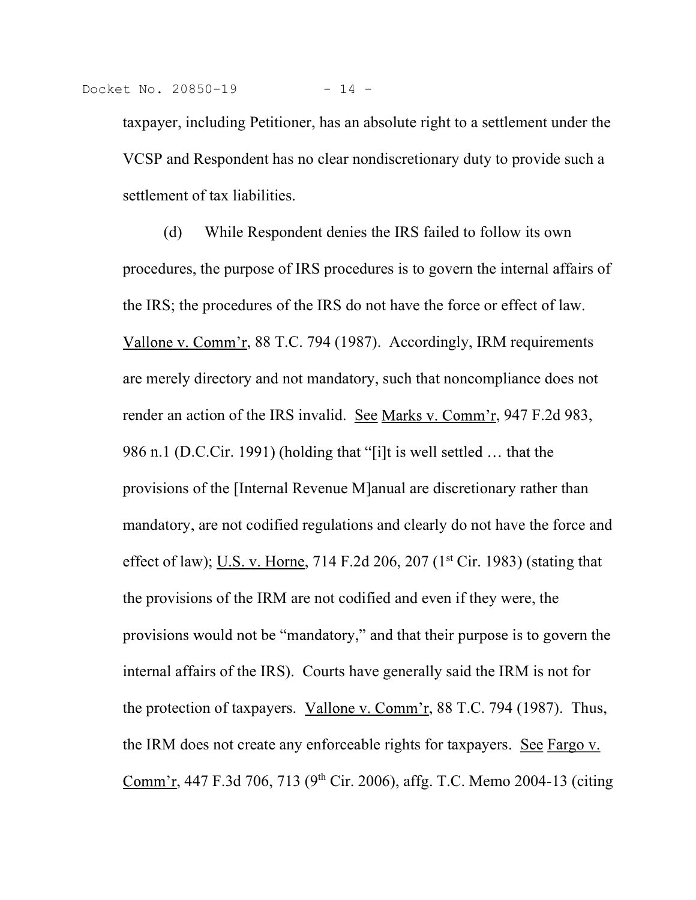taxpayer, including Petitioner, has an absolute right to a settlement under the VCSP and Respondent has no clear nondiscretionary duty to provide such a settlement of tax liabilities.

(d) While Respondent denies the IRS failed to follow its own procedures, the purpose of IRS procedures is to govern the internal affairs of the IRS; the procedures of the IRS do not have the force or effect of law. Vallone v. Comm'r, 88 T.C. 794 (1987). Accordingly, IRM requirements are merely directory and not mandatory, such that noncompliance does not render an action of the IRS invalid. See Marks v. Comm'r, 947 F.2d 983, 986 n.1 (D.C.Cir. 1991) (holding that "[i]t is well settled … that the provisions of the [Internal Revenue M]anual are discretionary rather than mandatory, are not codified regulations and clearly do not have the force and effect of law); U.S. v. Horne, 714 F.2d 206, 207 (1st Cir. 1983) (stating that the provisions of the IRM are not codified and even if they were, the provisions would not be "mandatory," and that their purpose is to govern the internal affairs of the IRS). Courts have generally said the IRM is not for the protection of taxpayers. Vallone v. Comm'r, 88 T.C. 794 (1987). Thus, the IRM does not create any enforceable rights for taxpayers. See Fargo v. Comm'r, 447 F.3d 706, 713 (9th Cir. 2006), affg. T.C. Memo 2004-13 (citing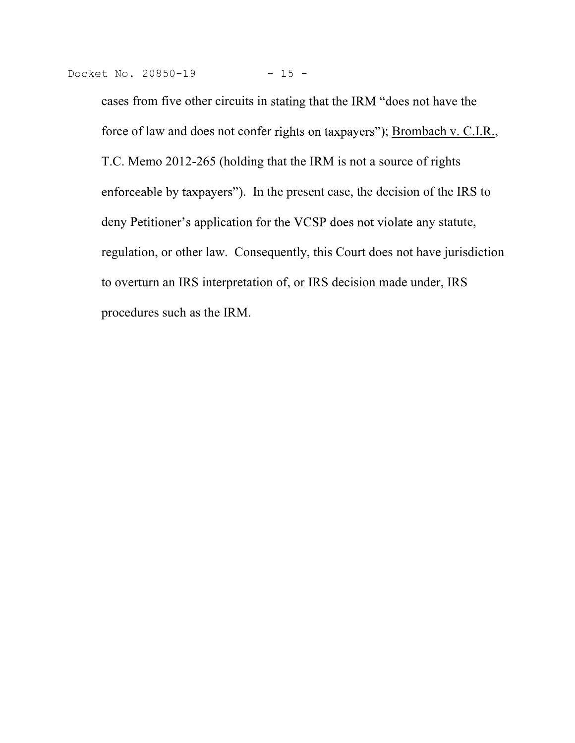cases from five other circuits in stating that the IRM "does not have the force of law and does not confer rights on taxpayers"); Brombach v. C.I.R., T.C. Memo 2012-265 (holding that the IRM is not a source of rights enforceable by taxpayers"). In the present case, the decision of the IRS to deny Petitioner's application for the VCSP does not violate any statute, regulation, or other law. Consequently, this Court does not have jurisdiction to overturn an IRS interpretation of, or IRS decision made under, IRS procedures such as the IRM.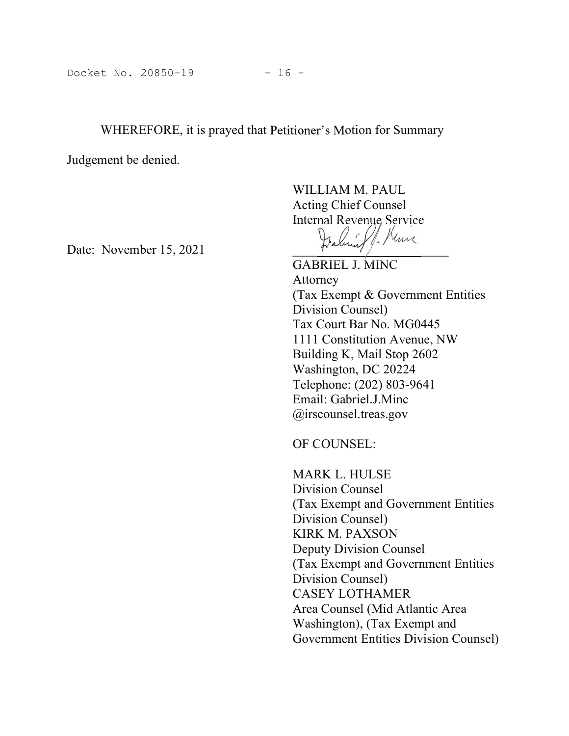WHEREFORE, it is prayed that Petitioner's Motion for Summary Judgement be denied.

WILLIAM M. PAUL
Acting Chief Counsel
Internal Revenue Service

Date: November 15, 2021

GABRIEL J. MINC
Attorney
(Tax Exempt & Government Entities Division Counsel)
Tax Court Bar No. MG0445
1111 Constitution Avenue, NW
Building K, Mail Stop 2602
Washington, DC 20224
Telephone: (202) 803-9641
Email: Gabriel.J.Minc
@irscounsel.treas.gov

OF COUNSEL:

MARK L. HULSE
Division Counsel
(Tax Exempt and Government Entities Division Counsel)
KIRK M. PAXSON
Deputy Division Counsel
(Tax Exempt and Government Entities Division Counsel)
CASEY LOTHAMER
Area Counsel (Mid Atlantic Area Washington), (Tax Exempt and Government Entities Division Counsel)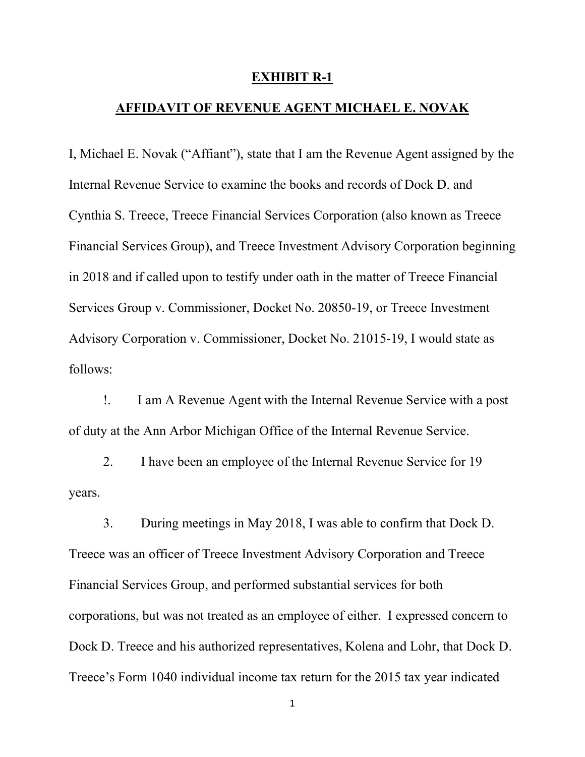**EXHIBIT R-1**

**AFFIDAVIT OF REVENUE AGENT MICHAEL E. NOVAK**

I, Michael E. Novak ("Affiant"), state that I am the Revenue Agent assigned by the Internal Revenue Service to examine the books and records of Dock D. and Cynthia S. Treece, Treece Financial Services Corporation (also known as Treece Financial Services Group), and Treece Investment Advisory Corporation beginning in 2018 and if called upon to testify under oath in the matter of Treece Financial Services Group v. Commissioner, Docket No. 20850-19, or Treece Investment Advisory Corporation v. Commissioner, Docket No. 21015-19, I would state as follows:

!. I am A Revenue Agent with the Internal Revenue Service with a post of duty at the Ann Arbor Michigan Office of the Internal Revenue Service.

2. I have been an employee of the Internal Revenue Service for 19 years.

3. During meetings in May 2018, I was able to confirm that Dock D. Treece was an officer of Treece Investment Advisory Corporation and Treece Financial Services Group, and performed substantial services for both corporations, but was not treated as an employee of either. I expressed concern to Dock D. Treece and his authorized representatives, Kolena and Lohr, that Dock D. Treece's Form 1040 individual income tax return for the 2015 tax year indicated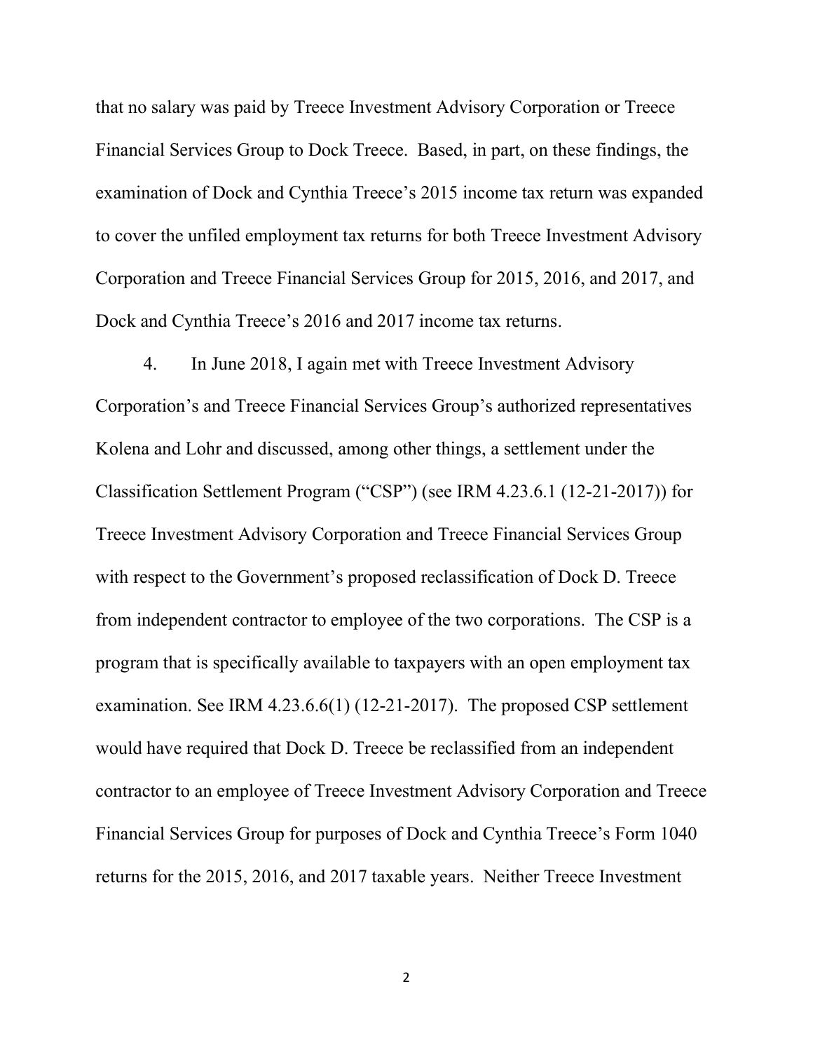that no salary was paid by Treece Investment Advisory Corporation or Treece Financial Services Group to Dock Treece. Based, in part, on these findings, the examination of Dock and Cynthia Treece's 2015 income tax return was expanded to cover the unfiled employment tax returns for both Treece Investment Advisory Corporation and Treece Financial Services Group for 2015, 2016, and 2017, and Dock and Cynthia Treece's 2016 and 2017 income tax returns.

4. In June 2018, I again met with Treece Investment Advisory Corporation's and Treece Financial Services Group's authorized representatives Kolena and Lohr and discussed, among other things, a settlement under the Classification Settlement Program ("CSP") (see IRM 4.23.6.1 (12-21-2017)) for Treece Investment Advisory Corporation and Treece Financial Services Group with respect to the Government's proposed reclassification of Dock D. Treece from independent contractor to employee of the two corporations. The CSP is a program that is specifically available to taxpayers with an open employment tax examination. See IRM 4.23.6.6(1) (12-21-2017). The proposed CSP settlement would have required that Dock D. Treece be reclassified from an independent contractor to an employee of Treece Investment Advisory Corporation and Treece Financial Services Group for purposes of Dock and Cynthia Treece's Form 1040 returns for the 2015, 2016, and 2017 taxable years. Neither Treece Investment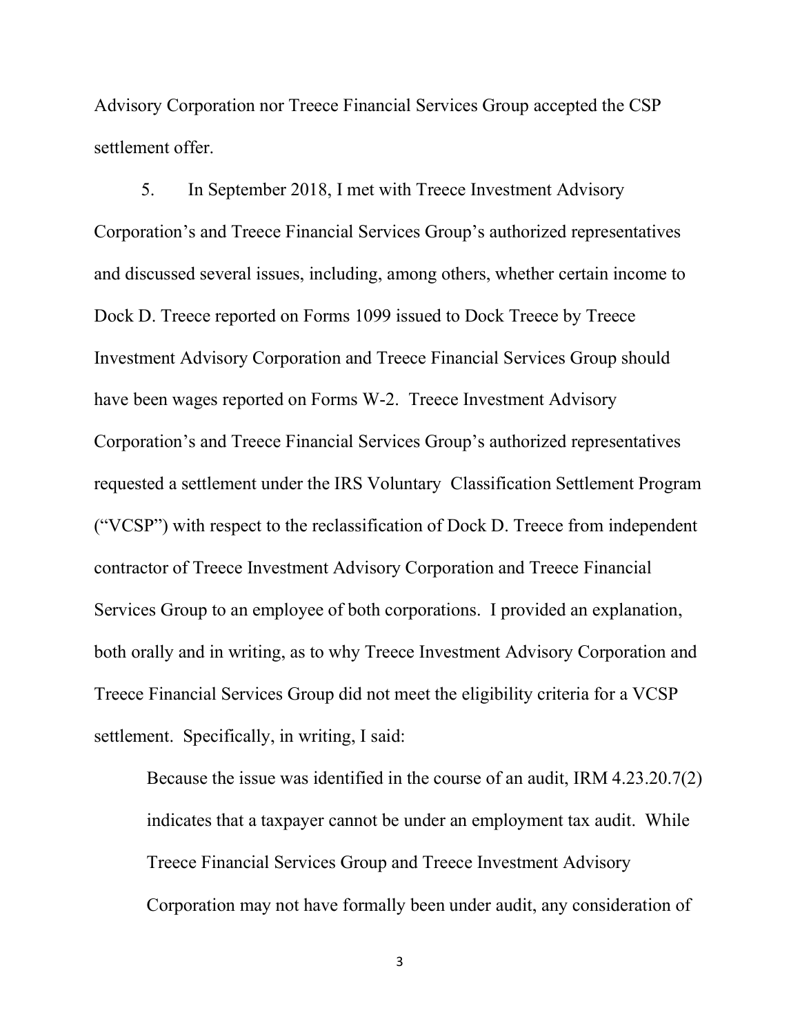Advisory Corporation nor Treece Financial Services Group accepted the CSP settlement offer.

5. In September 2018, I met with Treece Investment Advisory Corporation's and Treece Financial Services Group's authorized representatives and discussed several issues, including, among others, whether certain income to Dock D. Treece reported on Forms 1099 issued to Dock Treece by Treece Investment Advisory Corporation and Treece Financial Services Group should have been wages reported on Forms W-2. Treece Investment Advisory Corporation's and Treece Financial Services Group's authorized representatives requested a settlement under the IRS Voluntary Classification Settlement Program ("VCSP") with respect to the reclassification of Dock D. Treece from independent contractor of Treece Investment Advisory Corporation and Treece Financial Services Group to an employee of both corporations. I provided an explanation, both orally and in writing, as to why Treece Investment Advisory Corporation and Treece Financial Services Group did not meet the eligibility criteria for a VCSP settlement. Specifically, in writing, I said:

> Because the issue was identified in the course of an audit, IRM 4.23.20.7(2) indicates that a taxpayer cannot be under an employment tax audit. While Treece Financial Services Group and Treece Investment Advisory Corporation may not have formally been under audit, any consideration of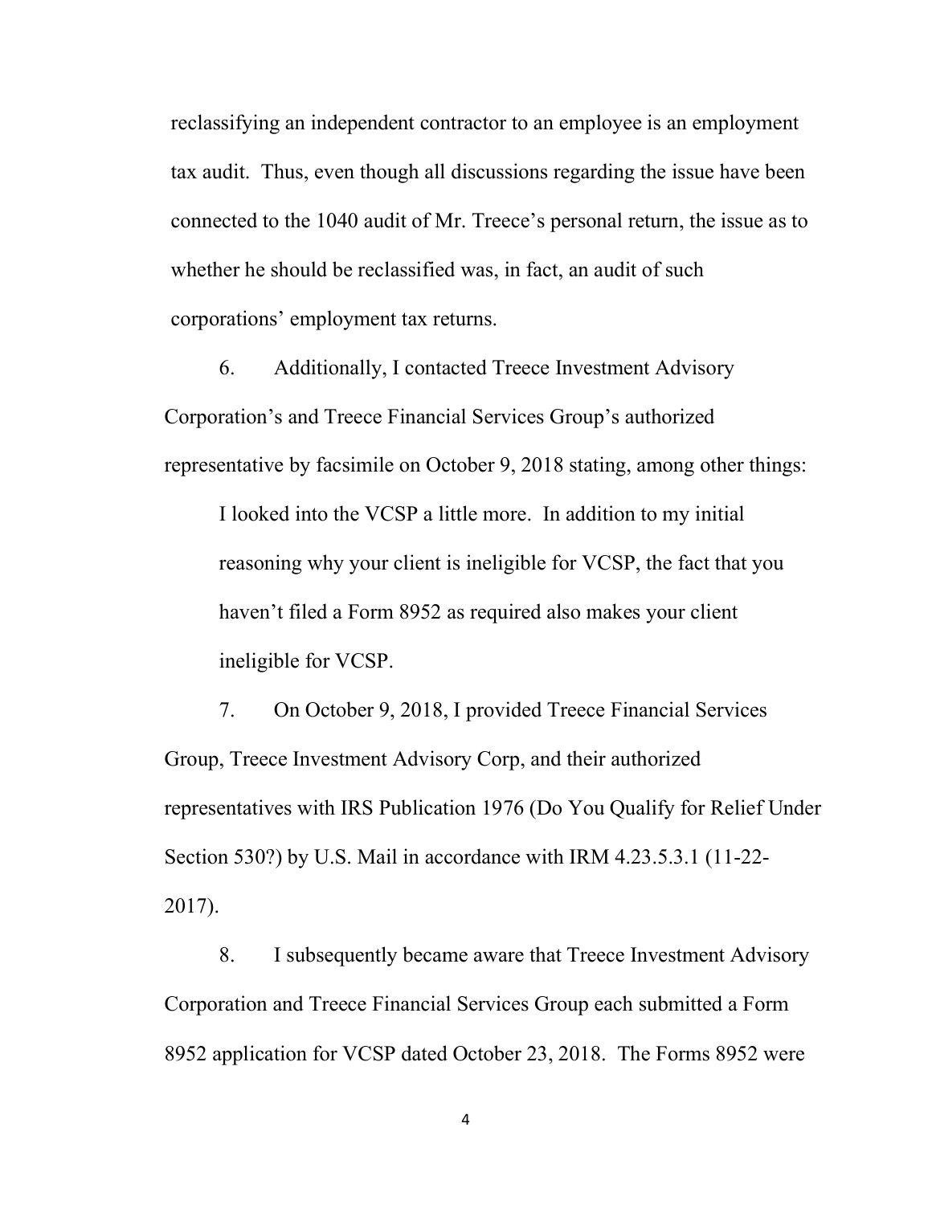reclassifying an independent contractor to an employee is an employment tax audit. Thus, even though all discussions regarding the issue have been connected to the 1040 audit of Mr. Treece's personal return, the issue as to whether he should be reclassified was, in fact, an audit of such corporations' employment tax returns.

6. Additionally, I contacted Treece Investment Advisory Corporation's and Treece Financial Services Group's authorized representative by facsimile on October 9, 2018 stating, among other things:

> I looked into the VCSP a little more. In addition to my initial reasoning why your client is ineligible for VCSP, the fact that you haven't filed a Form 8952 as required also makes your client ineligible for VCSP.

7. On October 9, 2018, I provided Treece Financial Services Group, Treece Investment Advisory Corp, and their authorized representatives with IRS Publication 1976 (Do You Qualify for Relief Under Section 530?) by U.S. Mail in accordance with IRM 4.23.5.3.1 (11-22-2017).

8. I subsequently became aware that Treece Investment Advisory Corporation and Treece Financial Services Group each submitted a Form 8952 application for VCSP dated October 23, 2018. The Forms 8952 were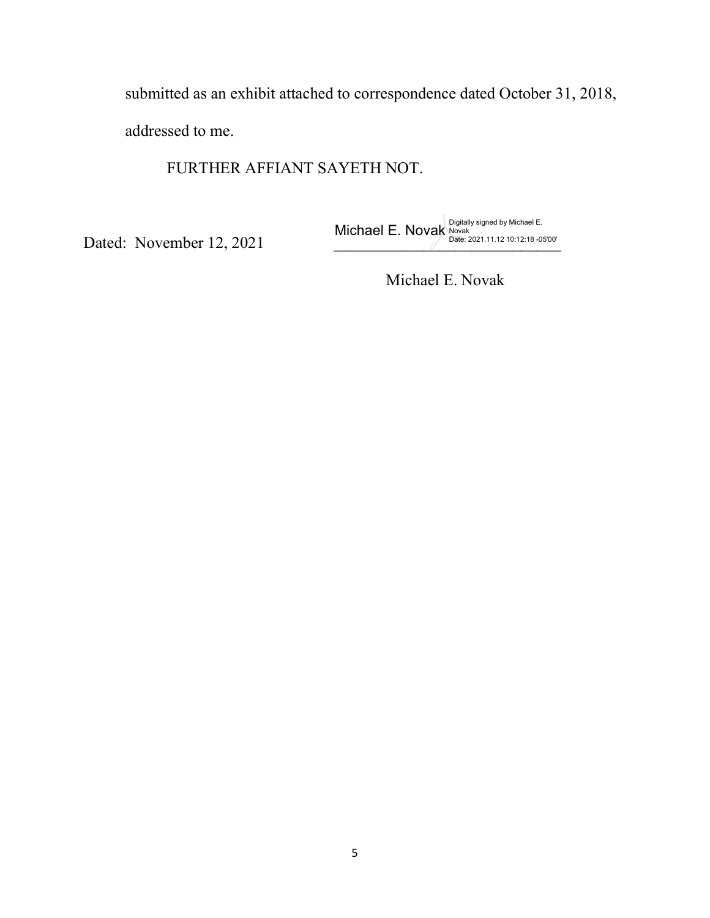submitted as an exhibit attached to correspondence dated October 31, 2018, addressed to me.

FURTHER AFFIANT SAYETH NOT.

Dated: November 12, 2021

Michael E. Novak Digitally signed by Michael E. Novak Date: 2021.11.12 10:12:18 -05'00'

Michael E. Novak